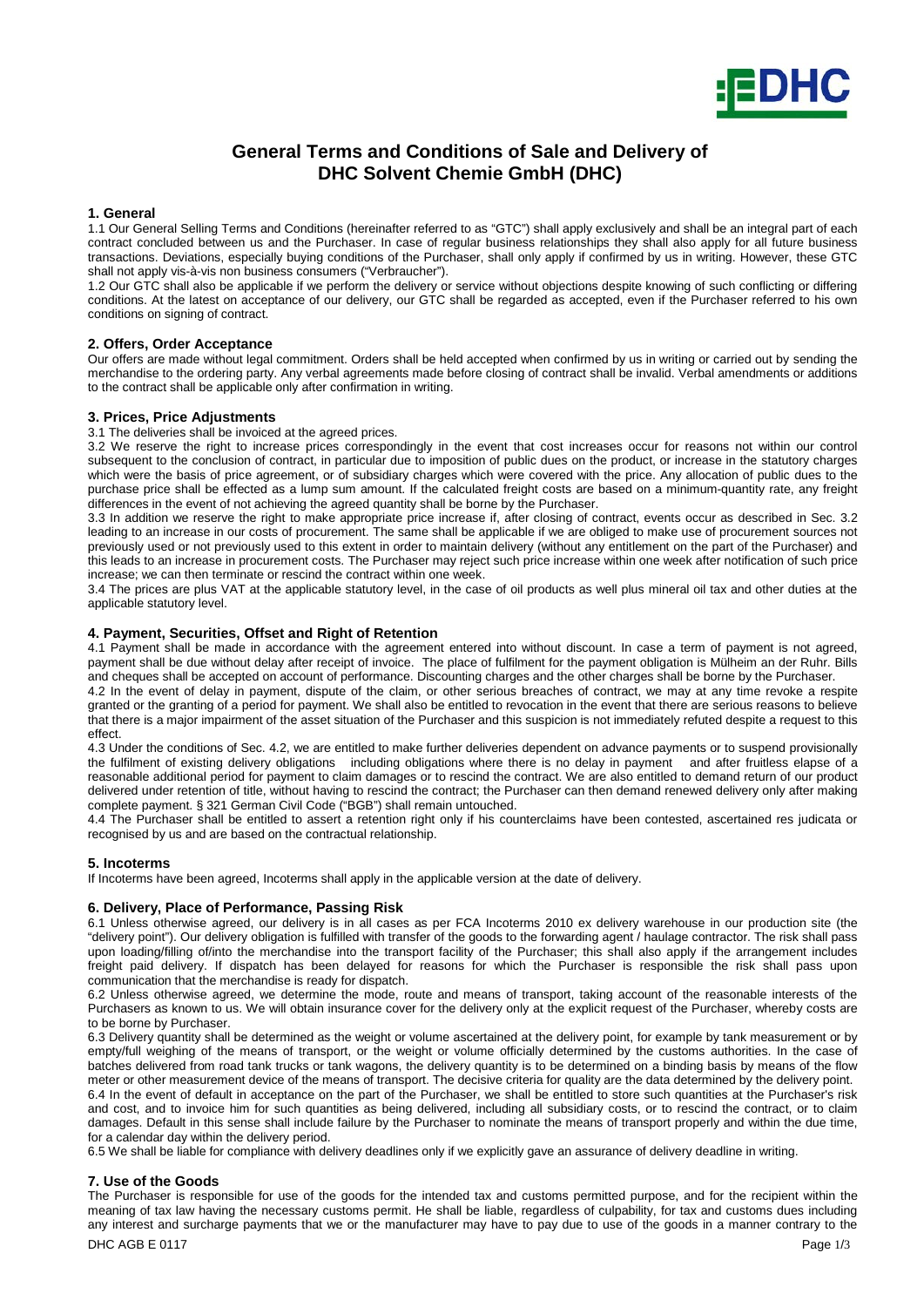# General Terms and Conditions of Sale and Delivery of DHC Solvent Chemie GmbH (DHC)

## 1. General

1.1 Our General Selling Terms and Conditions (hereinafter referred to as "GTC") shall apply exclusively and shall be an integral part of each contract concluded between us and the Purchaser. In case of regular business relationships they shall also apply for all future business transactions. Deviations, especially buying conditions of the Purchaser, shall only apply if confirmed by us in writing. However, these GTC shall not apply vis-à-vis non business consumers ("Verbraucher").

1.2 Our GTC shall also be applicable if we perform the delivery or service without objections despite knowing of such conflicting or differing conditions. At the latest on acceptance of our delivery, our GTC shall be regarded as accepted, even if the Purchaser referred to his own conditions on signing of contract.

## 2. Offers, Order Acceptance

Our offers are made without legal commitment. Orders shall be held accepted when confirmed by us in writing or carried out by sending the merchandise to the ordering party. Any verbal agreements made before closing of contract shall be invalid. Verbal amendments or additions to the contract shall be applicable only after confirmation in writing.

## 3. Prices, Price Adjustments

3.1 The deliveries shall be invoiced at the agreed prices.

3.2 We reserve the right to increase prices correspondingly in the event that cost increases occur for reasons not within our control subsequent to the conclusion of contract, in particular due to imposition of public dues on the product, or increase in the statutory charges which were the basis of price agreement, or of subsidiary charges which were covered with the price. Any allocation of public dues to the purchase price shall be effected as a lump sum amount. If the calculated freight costs are based on a minimum-quantity rate, any freight differences in the event of not achieving the agreed quantity shall be borne by the Purchaser.

3.3 In addition we reserve the right to make appropriate price increase if, after closing of contract, events occur as described in Sec. 3.2 leading to an increase in our costs of procurement. The same shall be applicable if we are obliged to make use of procurement sources not previously used or not previously used to this extent in order to maintain delivery (without any entitlement on the part of the Purchaser) and this leads to an increase in procurement costs. The Purchaser may reject such price increase within one week after notification of such price increase; we can then terminate or rescind the contract within one week.

3.4 The prices are plus VAT at the applicable statutory level, in the case of oil products as well plus mineral oil tax and other duties at the applicable statutory level.

## 4. Payment, Securities, Offset and Right of Retention

4.1 Payment shall be made in accordance with the agreement entered into without discount. In case a term of payment is not agreed, payment shall be due without delay after receipt of invoice. The place of fulfilment for the payment obligation is Mülheim an der Ruhr. Bills and cheques shall be accepted on account of performance. Discounting charges and the other charges shall be borne by the Purchaser.

4.2 In the event of delay in payment, dispute of the claim, or other serious breaches of contract, we may at any time revoke a respite granted or the granting of a period for payment. We shall also be entitled to revocation in the event that there are serious reasons to believe that there is a major impairment of the asset situation of the Purchaser and this suspicion is not immediately refuted despite a request to this effect.

4.3 Under the conditions of Sec. 4.2, we are entitled to make further deliveries dependent on advance payments or to suspend provisionally the fulfilment of existing delivery obligations – including obligations where there is no delay in payment – and after fruitless elapse of a reasonable additional period for payment to claim damages or to rescind the contract. We are also entitled to demand return of our product delivered under retention of title, without having to rescind the contract; the Purchaser can then demand renewed delivery only after making complete payment. § 321 German Civil Code ("BGB") shall remain untouched.

4.4 The Purchaser shall be entitled to assert a retention right only if his counterclaims have been contested, ascertained res judicata or recognised by us and are based on the contractual relationship.

## 5. Incoterms

If Incoterms have been agreed, Incoterms shall apply in the applicable version at the date of delivery.

## 6. Delivery, Place of Performance, Passing Risk

6.1 Unless otherwise agreed, our delivery is in all cases as per FCA Incoterms 2010 ex delivery warehouse in our production site (the "delivery point"). Our delivery obligation is fulfilled with transfer of the goods to the forwarding agent / haulage contractor. The risk shall pass upon loading/filling of/into the merchandise into the transport facility of the Purchaser; this shall also apply if the arrangement includes freight paid delivery. If dispatch has been delayed for reasons for which the Purchaser is responsible the risk shall pass upon communication that the merchandise is ready for dispatch.

6.2 Unless otherwise agreed, we determine the mode, route and means of transport, taking account of the reasonable interests of the Purchasers as known to us. We will obtain insurance cover for the delivery only at the explicit request of the Purchaser, whereby costs are to be borne by Purchaser.

6.3 Delivery quantity shall be determined as the weight or volume ascertained at the delivery point, for example by tank measurement or by empty/full weighing of the means of transport, or the weight or volume officially determined by the customs authorities. In the case of batches delivered from road tank trucks or tank wagons, the delivery quantity is to be determined on a binding basis by means of the flow meter or other measurement device of the means of transport. The decisive criteria for quality are the data determined by the delivery point.

6.4 In the event of default in acceptance on the part of the Purchaser, we shall be entitled to store such quantities at the Purchaser's risk and cost, and to invoice him for such quantities as being delivered, including all subsidiary costs, or to rescind the contract, or to claim damages. Default in this sense shall include failure by the Purchaser to nominate the means of transport properly and within the due time, for a calendar day within the delivery period.

6.5 We shall be liable for compliance with delivery deadlines only if we explicitly gave an assurance of delivery deadline in writing.

## 7. Use of the Goods

The Purchaser is responsible for use of the goods for the intended tax and customs permitted purpose, and for the recipient within the meaning of tax law having the necessary customs permit. He shall be liable, regardless of culpability, for tax and customs dues including any interest and surcharge payments that we or the manufacturer may have to pay due to use of the goods in a manner contrary to the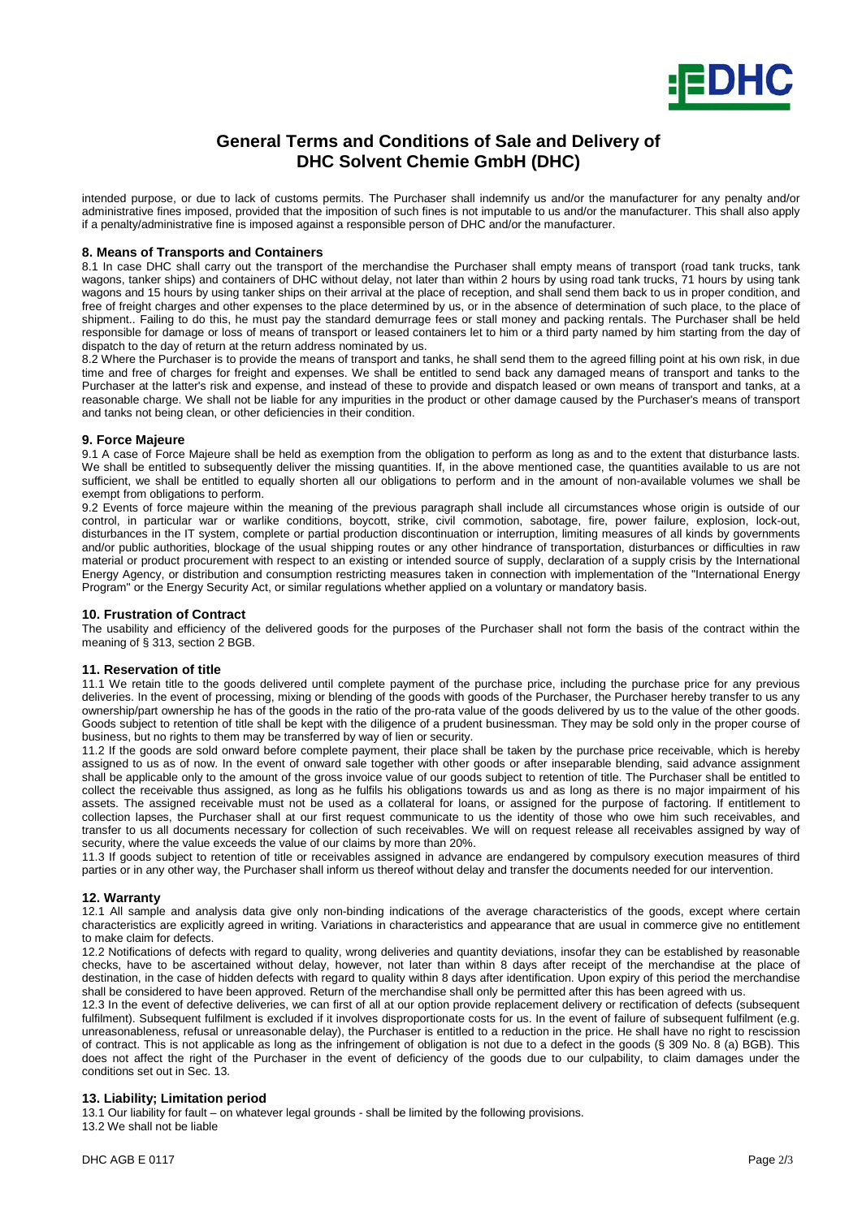intended purpose, or due to lack of customs permits. The Purchaser shall indemnify us and/or the manufacturer for any penalty and/or administrative fines imposed, provided that the imposition of such fines is not imputable to us and/or the manufacturer. This shall also apply if a penalty/administrative fine is imposed against a responsible person of DHC and/or the manufacturer.

## 8. Means of Transports and Containers

8.1 In case DHC shall carry out the transport of the merchandise the Purchaser shall empty means of transport (road tank trucks, tank wagons, tanker ships) and containers of DHC without delay, not later than within 2 hours by using road tank trucks, 71 hours by using tank wagons and 15 hours by using tanker ships on their arrival at the place of reception, and shall send them back to us in proper condition, and free of freight charges and other expenses to the place determined by us, or in the absence of determination of such place, to the place of shipment.. Failing to do this, he must pay the standard demurrage fees or stall money and packing rentals. The Purchaser shall be held responsible for damage or loss of means of transport or leased containers let to him or a third party named by him starting from the day of dispatch to the day of return at the return address nominated by us.

8.2 Where the Purchaser is to provide the means of transport and tanks, he shall send them to the agreed filling point at his own risk, in due time and free of charges for freight and expenses. We shall be entitled to send back any damaged means of transport and tanks to the Purchaser at the latter's risk and expense, and instead of these to provide and dispatch leased or own means of transport and tanks, at a reasonable charge. We shall not be liable for any impurities in the product or other damage caused by the Purchaser's means of transport and tanks not being clean, or other deficiencies in their condition.

## 9. Force Majeure

9.1 A case of Force Majeure shall be held as exemption from the obligation to perform as long as and to the extent that disturbance lasts. We shall be entitled to subsequently deliver the missing quantities. If, in the above mentioned case, the quantities available to us are not sufficient, we shall be entitled to equally shorten all our obligations to perform and in the amount of non-available volumes we shall be exempt from obligations to perform.

9.2 Events of force majeure within the meaning of the previous paragraph shall include all circumstances whose origin is outside of our control, in particular war or warlike conditions, boycott, strike, civil commotion, sabotage, fire, power failure, explosion, lock-out, disturbances in the IT system, complete or partial production discontinuation or interruption, limiting measures of all kinds by governments and/or public authorities, blockage of the usual shipping routes or any other hindrance of transportation, disturbances or difficulties in raw material or product procurement with respect to an existing or intended source of supply, declaration of a supply crisis by the International Energy Agency, or distribution and consumption restricting measures taken in connection with implementation of the "International Energy Program" or the Energy Security Act, or similar regulations whether applied on a voluntary or mandatory basis.

## 10. Frustration of Contract

The usability and efficiency of the delivered goods for the purposes of the Purchaser shall not form the basis of the contract within the meaning of § 313, section 2 BGB.

## 11. Reservation of title

11.1 We retain title to the goods delivered until complete payment of the purchase price, including the purchase price for any previous deliveries. In the event of processing, mixing or blending of the goods with goods of the Purchaser, the Purchaser hereby transfer to us any ownership/part ownership he has of the goods in the ratio of the pro-rata value of the goods delivered by us to the value of the other goods. Goods subject to retention of title shall be kept with the diligence of a prudent businessman. They may be sold only in the proper course of business, but no rights to them may be transferred by way of lien or security.

11.2 If the goods are sold onward before complete payment, their place shall be taken by the purchase price receivable, which is hereby assigned to us as of now. In the event of onward sale together with other goods or after inseparable blending, said advance assignment shall be applicable only to the amount of the gross invoice value of our goods subject to retention of title. The Purchaser shall be entitled to collect the receivable thus assigned, as long as he fulfils his obligations towards us and as long as there is no major impairment of his assets. The assigned receivable must not be used as a collateral for loans, or assigned for the purpose of factoring. If entitlement to collection lapses, the Purchaser shall at our first request communicate to us the identity of those who owe him such receivables, and transfer to us all documents necessary for collection of such receivables. We will on request release all receivables assigned by way of security, where the value exceeds the value of our claims by more than 20%.

11.3 If goods subject to retention of title or receivables assigned in advance are endangered by compulsory execution measures of third parties or in any other way, the Purchaser shall inform us thereof without delay and transfer the documents needed for our intervention.

## 12. Warranty

12.1 All sample and analysis data give only non-binding indications of the average characteristics of the goods, except where certain characteristics are explicitly agreed in writing. Variations in characteristics and appearance that are usual in commerce give no entitlement to make claim for defects.

12.2 Notifications of defects with regard to quality, wrong deliveries and quantity deviations, insofar they can be established by reasonable checks, have to be ascertained without delay, however, not later than within 8 days after receipt of the merchandise at the place of destination, in the case of hidden defects with regard to quality within 8 days after identification. Upon expiry of this period the merchandise shall be considered to have been approved. Return of the merchandise shall only be permitted after this has been agreed with us.

12.3 In the event of defective deliveries, we can first of all at our option provide replacement delivery or rectification of defects (subsequent fulfilment). Subsequent fulfilment is excluded if it involves disproportionate costs for us. In the event of failure of subsequent fulfilment (e.g. unreasonableness, refusal or unreasonable delay), the Purchaser is entitled to a reduction in the price. He shall have no right to rescission of contract. This is not applicable as long as the infringement of obligation is not due to a defect in the goods (§ 309 No. 8 (a) BGB). This does not affect the right of the Purchaser in the event of deficiency of the goods due to our culpability, to claim damages under the conditions set out in Sec. 13.

## 13. Liability; Limitation period

13.1 Our liability for fault – on whatever legal grounds - shall be limited by the following provisions.

13.2 We shall not be liable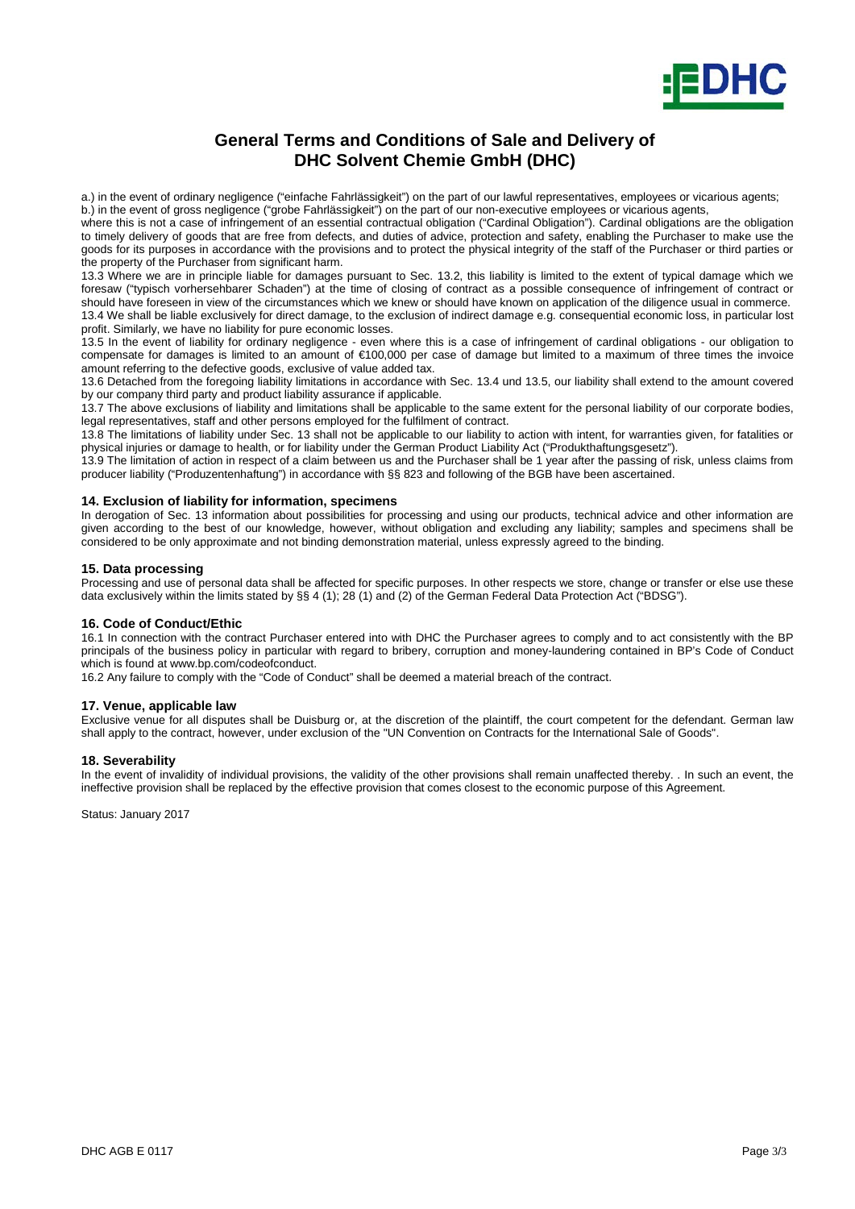# General Terms and Conditions of Sale and Delivery of DHC Solvent Chemie GmbH (DHC)

a.) in the event of ordinary negligence ("einfache Fahrlässigkeit") on the part of our lawful representatives, employees or vicarious agents;
b.) in the event of gross negligence ("grobe Fahrlässigkeit") on the part of our non-executive employees or vicarious agents,

where this is not a case of infringement of an essential contractual obligation ("Cardinal Obligation"). Cardinal obligations are the obligation to timely delivery of goods that are free from defects, and duties of advice, protection and safety, enabling the Purchaser to make use the goods for its purposes in accordance with the provisions and to protect the physical integrity of the staff of the Purchaser or third parties or the property of the Purchaser from significant harm.

13.3 Where we are in principle liable for damages pursuant to Sec. 13.2, this liability is limited to the extent of typical damage which we foresaw ("typisch vorhersehbarer Schaden") at the time of closing of contract as a possible consequence of infringement of contract or should have foreseen in view of the circumstances which we knew or should have known on application of the diligence usual in commerce.
13.4 We shall be liable exclusively for direct damage, to the exclusion of indirect damage e.g. consequential economic loss, in particular lost profit. Similarly, we have no liability for pure economic losses.
13.5 In the event of liability for ordinary negligence - even where this is a case of infringement of cardinal obligations - our obligation to compensate for damages is limited to an amount of €100,000 per case of damage but limited to a maximum of three times the invoice amount referring to the defective goods, exclusive of value added tax.
13.6 Detached from the foregoing liability limitations in accordance with Sec. 13.4 und 13.5, our liability shall extend to the amount covered by our company third party and product liability assurance if applicable.
13.7 The above exclusions of liability and limitations shall be applicable to the same extent for the personal liability of our corporate bodies, legal representatives, staff and other persons employed for the fulfilment of contract.
13.8 The limitations of liability under Sec. 13 shall not be applicable to our liability to action with intent, for warranties given, for fatalities or physical injuries or damage to health, or for liability under the German Product Liability Act ("Produkthaftungsgesetz").
13.9 The limitation of action in respect of a claim between us and the Purchaser shall be 1 year after the passing of risk, unless claims from producer liability ("Produzentenhaftung") in accordance with §§ 823 and following of the BGB have been ascertained.

## 14. Exclusion of liability for information, specimens

In derogation of Sec. 13 information about possibilities for processing and using our products, technical advice and other information are given according to the best of our knowledge, however, without obligation and excluding any liability; samples and specimens shall be considered to be only approximate and not binding demonstration material, unless expressly agreed to the binding.

## 15. Data processing

Processing and use of personal data shall be affected for specific purposes. In other respects we store, change or transfer or else use these data exclusively within the limits stated by §§ 4 (1); 28 (1) and (2) of the German Federal Data Protection Act ("BDSG").

## 16. Code of Conduct/Ethic

16.1 In connection with the contract Purchaser entered into with DHC the Purchaser agrees to comply and to act consistently with the BP principals of the business policy in particular with regard to bribery, corruption and money-laundering contained in BP's Code of Conduct which is found at www.bp.com/codeofconduct.
16.2 Any failure to comply with the "Code of Conduct" shall be deemed a material breach of the contract.

## 17. Venue, applicable law

Exclusive venue for all disputes shall be Duisburg or, at the discretion of the plaintiff, the court competent for the defendant. German law shall apply to the contract, however, under exclusion of the "UN Convention on Contracts for the International Sale of Goods".

## 18. Severability

In the event of invalidity of individual provisions, the validity of the other provisions shall remain unaffected thereby. . In such an event, the ineffective provision shall be replaced by the effective provision that comes closest to the economic purpose of this Agreement.

Status: January 2017

DHC AGB E 0117